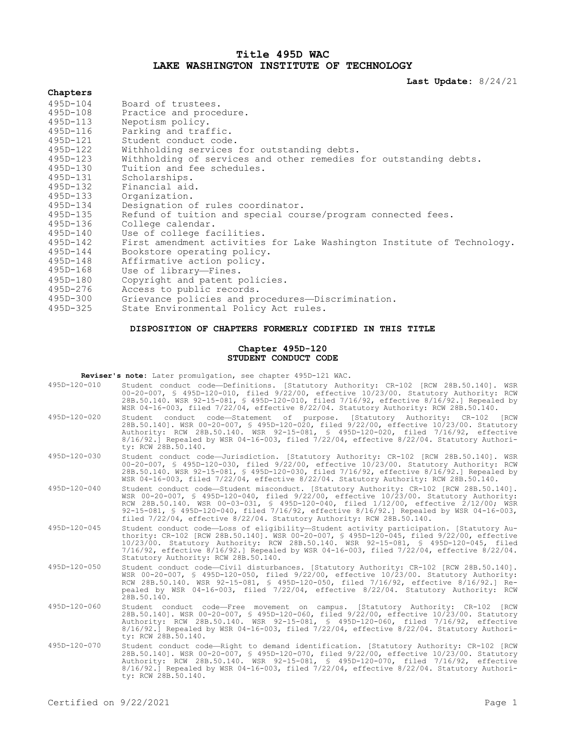# Title 495D WAC
# LAKE WASHINGTON INSTITUTE OF TECHNOLOGY

**Last Update:** 8/24/21

## Chapters

| | |
|---|---|
| 495D-104 | Board of trustees. |
| 495D-108 | Practice and procedure. |
| 495D-113 | Nepotism policy. |
| 495D-116 | Parking and traffic. |
| 495D-121 | Student conduct code. |
| 495D-122 | Withholding services for outstanding debts. |
| 495D-123 | Withholding of services and other remedies for outstanding debts. |
| 495D-130 | Tuition and fee schedules. |
| 495D-131 | Scholarships. |
| 495D-132 | Financial aid. |
| 495D-133 | Organization. |
| 495D-134 | Designation of rules coordinator. |
| 495D-135 | Refund of tuition and special course/program connected fees. |
| 495D-136 | College calendar. |
| 495D-140 | Use of college facilities. |
| 495D-142 | First amendment activities for Lake Washington Institute of Technology. |
| 495D-144 | Bookstore operating policy. |
| 495D-148 | Affirmative action policy. |
| 495D-168 | Use of library—Fines. |
| 495D-180 | Copyright and patent policies. |
| 495D-276 | Access to public records. |
| 495D-300 | Grievance policies and procedures—Discrimination. |
| 495D-325 | State Environmental Policy Act rules. |

## DISPOSITION OF CHAPTERS FORMERLY CODIFIED IN THIS TITLE

### Chapter 495D-120
### STUDENT CONDUCT CODE

**Reviser's note:** Later promulgation, see chapter 495D-121 WAC.

| | |
|---|---|
| 495D-120-010 | Student conduct code—Definitions. [Statutory Authority: CR-102 [RCW 28B.50.140]. WSR 00-20-007, § 495D-120-010, filed 9/22/00, effective 10/23/00. Statutory Authority: RCW 28B.50.140. WSR 92-15-081, § 495D-120-010, filed 7/16/92, effective 8/16/92.] Repealed by WSR 04-16-003, filed 7/22/04, effective 8/22/04. Statutory Authority: RCW 28B.50.140. |
| 495D-120-020 | Student conduct code—Statement of purpose. [Statutory Authority: CR-102 [RCW 28B.50.140]. WSR 00-20-007, § 495D-120-020, filed 9/22/00, effective 10/23/00. Statutory Authority: RCW 28B.50.140. WSR 92-15-081, § 495D-120-020, filed 7/16/92, effective 8/16/92.] Repealed by WSR 04-16-003, filed 7/22/04, effective 8/22/04. Statutory Authority: RCW 28B.50.140. |
| 495D-120-030 | Student conduct code—Jurisdiction. [Statutory Authority: CR-102 [RCW 28B.50.140]. WSR 00-20-007, § 495D-120-030, filed 9/22/00, effective 10/23/00. Statutory Authority: RCW 28B.50.140. WSR 92-15-081, § 495D-120-030, filed 7/16/92, effective 8/16/92.] Repealed by WSR 04-16-003, filed 7/22/04, effective 8/22/04. Statutory Authority: RCW 28B.50.140. |
| 495D-120-040 | Student conduct code—Student misconduct. [Statutory Authority: CR-102 [RCW 28B.50.140]. WSR 00-20-007, § 495D-120-040, filed 9/22/00, effective 10/23/00. Statutory Authority: RCW 28B.50.140. WSR 00-03-031, § 495D-120-040, filed 1/12/00, effective 2/12/00; WSR 92-15-081, § 495D-120-040, filed 7/16/92, effective 8/16/92.] Repealed by WSR 04-16-003, filed 7/22/04, effective 8/22/04. Statutory Authority: RCW 28B.50.140. |
| 495D-120-045 | Student conduct code—Loss of eligibility—Student activity participation. [Statutory Authority: CR-102 [RCW 28B.50.140]. WSR 00-20-007, § 495D-120-045, filed 9/22/00, effective 10/23/00. Statutory Authority: RCW 28B.50.140. WSR 92-15-081, § 495D-120-045, filed 7/16/92, effective 8/16/92.] Repealed by WSR 04-16-003, filed 7/22/04, effective 8/22/04. Statutory Authority: RCW 28B.50.140. |
| 495D-120-050 | Student conduct code—Civil disturbances. [Statutory Authority: CR-102 [RCW 28B.50.140]. WSR 00-20-007, § 495D-120-050, filed 9/22/00, effective 10/23/00. Statutory Authority: RCW 28B.50.140. WSR 92-15-081, § 495D-120-050, filed 7/16/92, effective 8/16/92.] Repealed by WSR 04-16-003, filed 7/22/04, effective 8/22/04. Statutory Authority: RCW 28B.50.140. |
| 495D-120-060 | Student conduct code—Free movement on campus. [Statutory Authority: CR-102 [RCW 28B.50.140]. WSR 00-20-007, § 495D-120-060, filed 9/22/00, effective 10/23/00. Statutory Authority: RCW 28B.50.140. WSR 92-15-081, § 495D-120-060, filed 7/16/92, effective 8/16/92.] Repealed by WSR 04-16-003, filed 7/22/04, effective 8/22/04. Statutory Authority: RCW 28B.50.140. |
| 495D-120-070 | Student conduct code—Right to demand identification. [Statutory Authority: CR-102 [RCW 28B.50.140]. WSR 00-20-007, § 495D-120-070, filed 9/22/00, effective 10/23/00. Statutory Authority: RCW 28B.50.140. WSR 92-15-081, § 495D-120-070, filed 7/16/92, effective 8/16/92.] Repealed by WSR 04-16-003, filed 7/22/04, effective 8/22/04. Statutory Authority: RCW 28B.50.140. |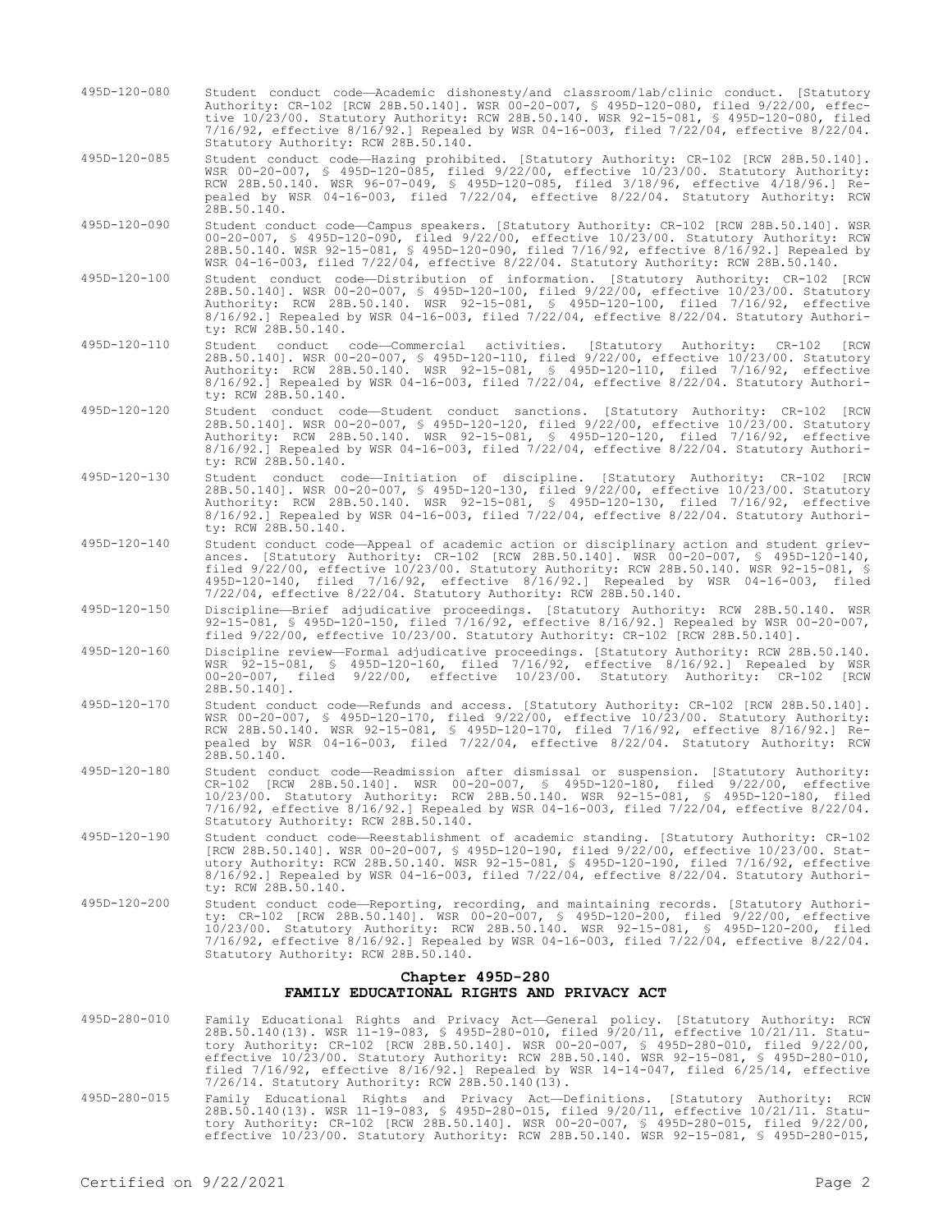495D-120-080 Student conduct code—Academic dishonesty/and classroom/lab/clinic conduct. [Statutory Authority: CR-102 [RCW 28B.50.140]. WSR 00-20-007, § 495D-120-080, filed 9/22/00, effective 10/23/00. Statutory Authority: RCW 28B.50.140. WSR 92-15-081, § 495D-120-080, filed 7/16/92, effective 8/16/92.] Repealed by WSR 04-16-003, filed 7/22/04, effective 8/22/04. Statutory Authority: RCW 28B.50.140.

495D-120-085 Student conduct code—Hazing prohibited. [Statutory Authority: CR-102 [RCW 28B.50.140]. WSR 00-20-007, § 495D-120-085, filed 9/22/00, effective 10/23/00. Statutory Authority: RCW 28B.50.140. WSR 96-07-049, § 495D-120-085, filed 3/18/96, effective 4/18/96.] Repealed by WSR 04-16-003, filed 7/22/04, effective 8/22/04. Statutory Authority: RCW 28B.50.140.

495D-120-090 Student conduct code—Campus speakers. [Statutory Authority: CR-102 [RCW 28B.50.140]. WSR 00-20-007, § 495D-120-090, filed 9/22/00, effective 10/23/00. Statutory Authority: RCW 28B.50.140. WSR 92-15-081, § 495D-120-090, filed 7/16/92, effective 8/16/92.] Repealed by WSR 04-16-003, filed 7/22/04, effective 8/22/04. Statutory Authority: RCW 28B.50.140.

495D-120-100 Student conduct code—Distribution of information. [Statutory Authority: CR-102 [RCW 28B.50.140]. WSR 00-20-007, § 495D-120-100, filed 9/22/00, effective 10/23/00. Statutory Authority: RCW 28B.50.140. WSR 92-15-081, § 495D-120-100, filed 7/16/92, effective 8/16/92.] Repealed by WSR 04-16-003, filed 7/22/04, effective 8/22/04. Statutory Authority: RCW 28B.50.140.

495D-120-110 Student conduct code—Commercial activities. [Statutory Authority: CR-102 [RCW 28B.50.140]. WSR 00-20-007, § 495D-120-110, filed 9/22/00, effective 10/23/00. Statutory Authority: RCW 28B.50.140. WSR 92-15-081, § 495D-120-110, filed 7/16/92, effective 8/16/92.] Repealed by WSR 04-16-003, filed 7/22/04, effective 8/22/04. Statutory Authority: RCW 28B.50.140.

495D-120-120 Student conduct code—Student conduct sanctions. [Statutory Authority: CR-102 [RCW 28B.50.140]. WSR 00-20-007, § 495D-120-120, filed 9/22/00, effective 10/23/00. Statutory Authority: RCW 28B.50.140. WSR 92-15-081, § 495D-120-120, filed 7/16/92, effective 8/16/92.] Repealed by WSR 04-16-003, filed 7/22/04, effective 8/22/04. Statutory Authority: RCW 28B.50.140.

495D-120-130 Student conduct code—Initiation of discipline. [Statutory Authority: CR-102 [RCW 28B.50.140]. WSR 00-20-007, § 495D-120-130, filed 9/22/00, effective 10/23/00. Statutory Authority: RCW 28B.50.140. WSR 92-15-081, § 495D-120-130, filed 7/16/92, effective 8/16/92.] Repealed by WSR 04-16-003, filed 7/22/04, effective 8/22/04. Statutory Authority: RCW 28B.50.140.

495D-120-140 Student conduct code—Appeal of academic action or disciplinary action and student grievances. [Statutory Authority: CR-102 [RCW 28B.50.140]. WSR 00-20-007, § 495D-120-140, filed 9/22/00, effective 10/23/00. Statutory Authority: RCW 28B.50.140. WSR 92-15-081, § 495D-120-140, filed 7/16/92, effective 8/16/92.] Repealed by WSR 04-16-003, filed 7/22/04, effective 8/22/04. Statutory Authority: RCW 28B.50.140.

495D-120-150 Discipline—Brief adjudicative proceedings. [Statutory Authority: RCW 28B.50.140. WSR 92-15-081, § 495D-120-150, filed 7/16/92, effective 8/16/92.] Repealed by WSR 00-20-007, filed 9/22/00, effective 10/23/00. Statutory Authority: CR-102 [RCW 28B.50.140].

495D-120-160 Discipline review—Formal adjudicative proceedings. [Statutory Authority: RCW 28B.50.140. WSR 92-15-081, § 495D-120-160, filed 7/16/92, effective 8/16/92.] Repealed by WSR 00-20-007, filed 9/22/00, effective 10/23/00. Statutory Authority: CR-102 [RCW 28B.50.140].

495D-120-170 Student conduct code—Refunds and access. [Statutory Authority: CR-102 [RCW 28B.50.140]. WSR 00-20-007, § 495D-120-170, filed 9/22/00, effective 10/23/00. Statutory Authority: RCW 28B.50.140. WSR 92-15-081, § 495D-120-170, filed 7/16/92, effective 8/16/92.] Repealed by WSR 04-16-003, filed 7/22/04, effective 8/22/04. Statutory Authority: RCW 28B.50.140.

495D-120-180 Student conduct code—Readmission after dismissal or suspension. [Statutory Authority: CR-102 [RCW 28B.50.140]. WSR 00-20-007, § 495D-120-180, filed 9/22/00, effective 10/23/00. Statutory Authority: RCW 28B.50.140. WSR 92-15-081, § 495D-120-180, filed 7/16/92, effective 8/16/92.] Repealed by WSR 04-16-003, filed 7/22/04, effective 8/22/04. Statutory Authority: RCW 28B.50.140.

495D-120-190 Student conduct code—Reestablishment of academic standing. [Statutory Authority: CR-102 [RCW 28B.50.140]. WSR 00-20-007, § 495D-120-190, filed 9/22/00, effective 10/23/00. Statutory Authority: RCW 28B.50.140. WSR 92-15-081, § 495D-120-190, filed 7/16/92, effective 8/16/92.] Repealed by WSR 04-16-003, filed 7/22/04, effective 8/22/04. Statutory Authority: RCW 28B.50.140.

495D-120-200 Student conduct code—Reporting, recording, and maintaining records. [Statutory Authority: CR-102 [RCW 28B.50.140]. WSR 00-20-007, § 495D-120-200, filed 9/22/00, effective 10/23/00. Statutory Authority: RCW 28B.50.140. WSR 92-15-081, § 495D-120-200, filed 7/16/92, effective 8/16/92.] Repealed by WSR 04-16-003, filed 7/22/04, effective 8/22/04. Statutory Authority: RCW 28B.50.140.

## Chapter 495D-280
## FAMILY EDUCATIONAL RIGHTS AND PRIVACY ACT

495D-280-010 Family Educational Rights and Privacy Act—General policy. [Statutory Authority: RCW 28B.50.140(13). WSR 11-19-083, § 495D-280-010, filed 9/20/11, effective 10/21/11. Statutory Authority: CR-102 [RCW 28B.50.140]. WSR 00-20-007, § 495D-280-010, filed 9/22/00, effective 10/23/00. Statutory Authority: RCW 28B.50.140. WSR 92-15-081, § 495D-280-010, filed 7/16/92, effective 8/16/92.] Repealed by WSR 14-14-047, filed 6/25/14, effective 7/26/14. Statutory Authority: RCW 28B.50.140(13).

495D-280-015 Family Educational Rights and Privacy Act—Definitions. [Statutory Authority: RCW 28B.50.140(13). WSR 11-19-083, § 495D-280-015, filed 9/20/11, effective 10/21/11. Statutory Authority: CR-102 [RCW 28B.50.140]. WSR 00-20-007, § 495D-280-015, filed 9/22/00, effective 10/23/00. Statutory Authority: RCW 28B.50.140. WSR 92-15-081, § 495D-280-015,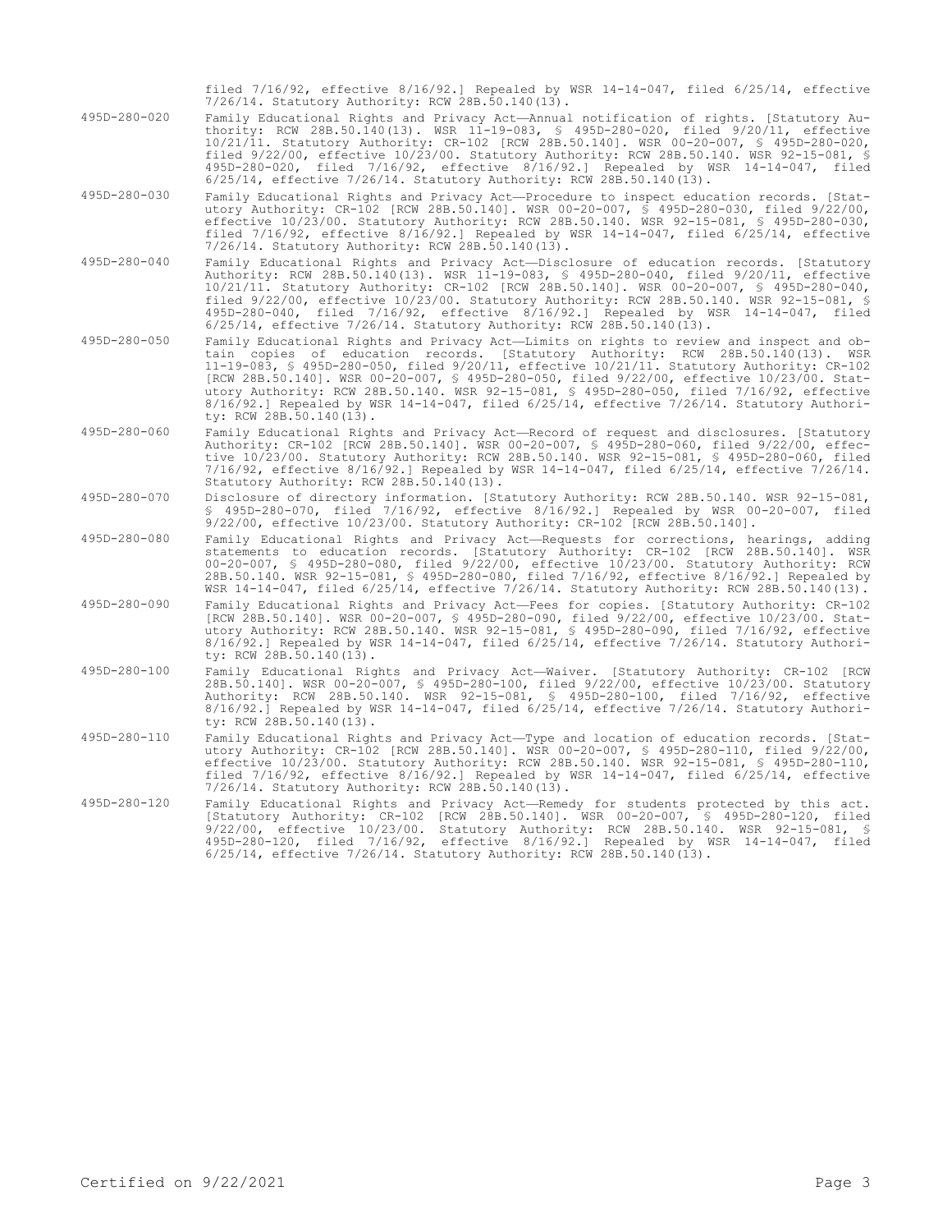filed 7/16/92, effective 8/16/92.] Repealed by WSR 14-14-047, filed 6/25/14, effective 7/26/14. Statutory Authority: RCW 28B.50.140(13).

495D-280-020 Family Educational Rights and Privacy Act—Annual notification of rights. [Statutory Authority: RCW 28B.50.140(13). WSR 11-19-083, § 495D-280-020, filed 9/20/11, effective 10/21/11. Statutory Authority: CR-102 [RCW 28B.50.140]. WSR 00-20-007, § 495D-280-020, filed 9/22/00, effective 10/23/00. Statutory Authority: RCW 28B.50.140. WSR 92-15-081, § 495D-280-020, filed 7/16/92, effective 8/16/92.] Repealed by WSR 14-14-047, filed 6/25/14, effective 7/26/14. Statutory Authority: RCW 28B.50.140(13).

495D-280-030 Family Educational Rights and Privacy Act—Procedure to inspect education records. [Statutory Authority: CR-102 [RCW 28B.50.140]. WSR 00-20-007, § 495D-280-030, filed 9/22/00, effective 10/23/00. Statutory Authority: RCW 28B.50.140. WSR 92-15-081, § 495D-280-030, filed 7/16/92, effective 8/16/92.] Repealed by WSR 14-14-047, filed 6/25/14, effective 7/26/14. Statutory Authority: RCW 28B.50.140(13).

495D-280-040 Family Educational Rights and Privacy Act—Disclosure of education records. [Statutory Authority: RCW 28B.50.140(13). WSR 11-19-083, § 495D-280-040, filed 9/20/11, effective 10/21/11. Statutory Authority: CR-102 [RCW 28B.50.140]. WSR 00-20-007, § 495D-280-040, filed 9/22/00, effective 10/23/00. Statutory Authority: RCW 28B.50.140. WSR 92-15-081, § 495D-280-040, filed 7/16/92, effective 8/16/92.] Repealed by WSR 14-14-047, filed 6/25/14, effective 7/26/14. Statutory Authority: RCW 28B.50.140(13).

495D-280-050 Family Educational Rights and Privacy Act—Limits on rights to review and inspect and obtain copies of education records. [Statutory Authority: RCW 28B.50.140(13). WSR 11-19-083, § 495D-280-050, filed 9/20/11, effective 10/21/11. Statutory Authority: CR-102 [RCW 28B.50.140]. WSR 00-20-007, § 495D-280-050, filed 9/22/00, effective 10/23/00. Statutory Authority: RCW 28B.50.140. WSR 92-15-081, § 495D-280-050, filed 7/16/92, effective 8/16/92.] Repealed by WSR 14-14-047, filed 6/25/14, effective 7/26/14. Statutory Authority: RCW 28B.50.140(13).

495D-280-060 Family Educational Rights and Privacy Act—Record of request and disclosures. [Statutory Authority: CR-102 [RCW 28B.50.140]. WSR 00-20-007, § 495D-280-060, filed 9/22/00, effective 10/23/00. Statutory Authority: RCW 28B.50.140. WSR 92-15-081, § 495D-280-060, filed 7/16/92, effective 8/16/92.] Repealed by WSR 14-14-047, filed 6/25/14, effective 7/26/14. Statutory Authority: RCW 28B.50.140(13).

495D-280-070 Disclosure of directory information. [Statutory Authority: RCW 28B.50.140. WSR 92-15-081, § 495D-280-070, filed 7/16/92, effective 8/16/92.] Repealed by WSR 00-20-007, filed 9/22/00, effective 10/23/00. Statutory Authority: CR-102 [RCW 28B.50.140].

495D-280-080 Family Educational Rights and Privacy Act—Requests for corrections, hearings, adding statements to education records. [Statutory Authority: CR-102 [RCW 28B.50.140]. WSR 00-20-007, § 495D-280-080, filed 9/22/00, effective 10/23/00. Statutory Authority: RCW 28B.50.140. WSR 92-15-081, § 495D-280-080, filed 7/16/92, effective 8/16/92.] Repealed by WSR 14-14-047, filed 6/25/14, effective 7/26/14. Statutory Authority: RCW 28B.50.140(13).

495D-280-090 Family Educational Rights and Privacy Act—Fees for copies. [Statutory Authority: CR-102 [RCW 28B.50.140]. WSR 00-20-007, § 495D-280-090, filed 9/22/00, effective 10/23/00. Statutory Authority: RCW 28B.50.140. WSR 92-15-081, § 495D-280-090, filed 7/16/92, effective 8/16/92.] Repealed by WSR 14-14-047, filed 6/25/14, effective 7/26/14. Statutory Authority: RCW 28B.50.140(13).

495D-280-100 Family Educational Rights and Privacy Act—Waiver. [Statutory Authority: CR-102 [RCW 28B.50.140]. WSR 00-20-007, § 495D-280-100, filed 9/22/00, effective 10/23/00. Statutory Authority: RCW 28B.50.140. WSR 92-15-081, § 495D-280-100, filed 7/16/92, effective 8/16/92.] Repealed by WSR 14-14-047, filed 6/25/14, effective 7/26/14. Statutory Authority: RCW 28B.50.140(13).

495D-280-110 Family Educational Rights and Privacy Act—Type and location of education records. [Statutory Authority: CR-102 [RCW 28B.50.140]. WSR 00-20-007, § 495D-280-110, filed 9/22/00, effective 10/23/00. Statutory Authority: RCW 28B.50.140. WSR 92-15-081, § 495D-280-110, filed 7/16/92, effective 8/16/92.] Repealed by WSR 14-14-047, filed 6/25/14, effective 7/26/14. Statutory Authority: RCW 28B.50.140(13).

495D-280-120 Family Educational Rights and Privacy Act—Remedy for students protected by this act. [Statutory Authority: CR-102 [RCW 28B.50.140]. WSR 00-20-007, § 495D-280-120, filed 9/22/00, effective 10/23/00. Statutory Authority: RCW 28B.50.140. WSR 92-15-081, § 495D-280-120, filed 7/16/92, effective 8/16/92.] Repealed by WSR 14-14-047, filed 6/25/14, effective 7/26/14. Statutory Authority: RCW 28B.50.140(13).